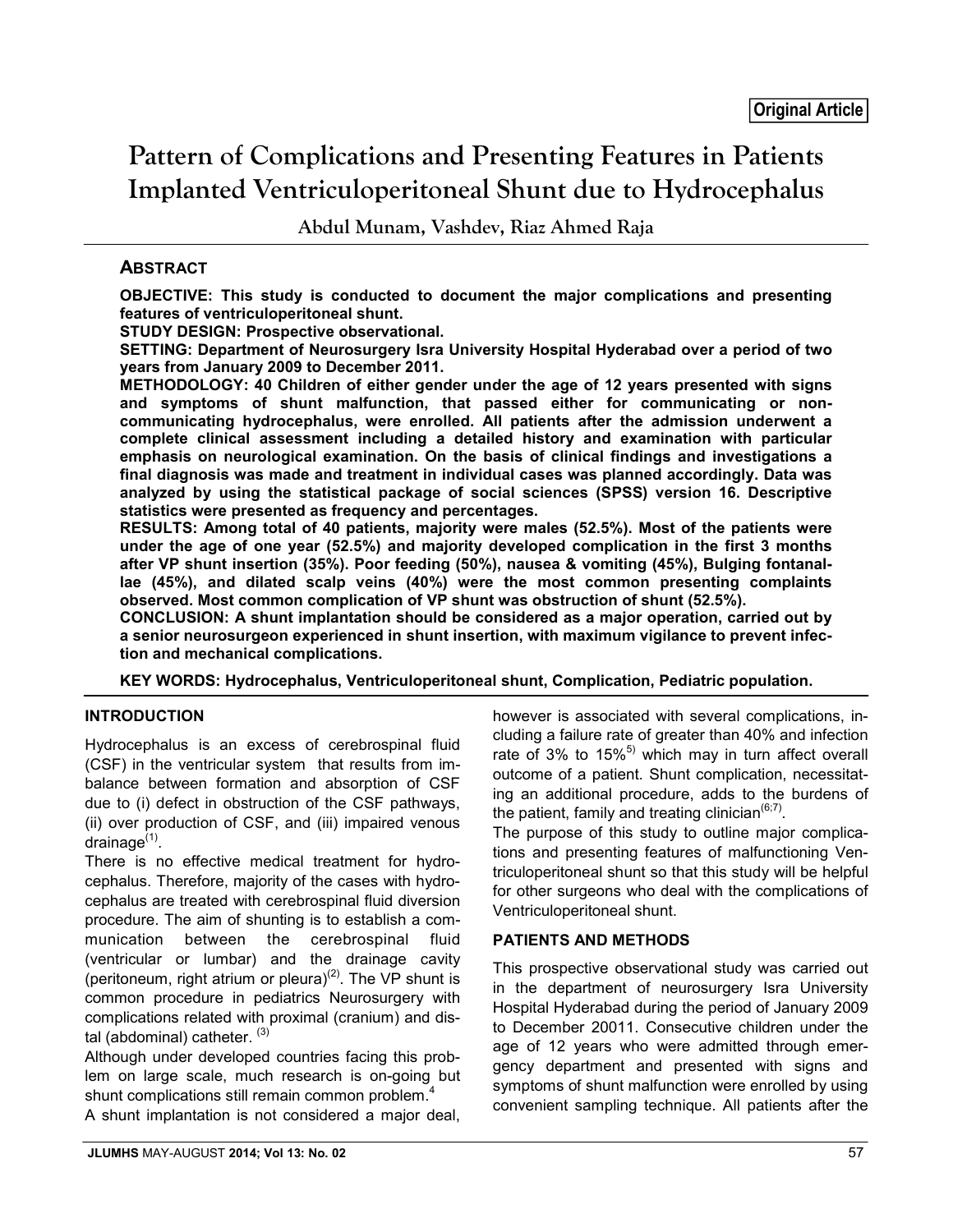**Original Article**

# Pattern of Complications and Presenting Features in Patients Implanted Ventriculoperitoneal Shunt due to Hydrocephalus

**Abdul Munam, Vashdev, Riaz Ahmed Raja**

## ABSTRACT

**OBJECTIVE: This study is conducted to document the major complications and presenting features of ventriculoperitoneal shunt.**

**STUDY DESIGN: Prospective observational.**

**SETTING: Department of Neurosurgery Isra University Hospital Hyderabad over a period of two years from January 2009 to December 2011.**

**METHODOLOGY: 40 Children of either gender under the age of 12 years presented with signs and symptoms of shunt malfunction, that passed either for communicating or non-communicating hydrocephalus, were enrolled. All patients after the admission underwent a complete clinical assessment including a detailed history and examination with particular emphasis on neurological examination. On the basis of clinical findings and investigations a final diagnosis was made and treatment in individual cases was planned accordingly. Data was analyzed by using the statistical package of social sciences (SPSS) version 16. Descriptive statistics were presented as frequency and percentages.**

**RESULTS: Among total of 40 patients, majority were males (52.5%). Most of the patients were under the age of one year (52.5%) and majority developed complication in the first 3 months after VP shunt insertion (35%). Poor feeding (50%), nausea & vomiting (45%), Bulging fontanallae (45%), and dilated scalp veins (40%) were the most common presenting complaints observed. Most common complication of VP shunt was obstruction of shunt (52.5%).**

**CONCLUSION: A shunt implantation should be considered as a major operation, carried out by a senior neurosurgeon experienced in shunt insertion, with maximum vigilance to prevent infection and mechanical complications.**

**KEY WORDS: Hydrocephalus, Ventriculoperitoneal shunt, Complication, Pediatric population.**

## INTRODUCTION

Hydrocephalus is an excess of cerebrospinal fluid (CSF) in the ventricular system that results from imbalance between formation and absorption of CSF due to (i) defect in obstruction of the CSF pathways, (ii) over production of CSF, and (iii) impaired venous drainage[(1)].

There is no effective medical treatment for hydrocephalus. Therefore, majority of the cases with hydrocephalus are treated with cerebrospinal fluid diversion procedure. The aim of shunting is to establish a communication between the cerebrospinal fluid (ventricular or lumbar) and the drainage cavity (peritoneum, right atrium or pleura)[(2)]. The VP shunt is common procedure in pediatrics Neurosurgery with complications related with proximal (cranium) and distal (abdominal) catheter. [(3)]

Although under developed countries facing this problem on large scale, much research is on-going but shunt complications still remain common problem.[4]

A shunt implantation is not considered a major deal, however is associated with several complications, including a failure rate of greater than 40% and infection rate of 3% to 15%[5)] which may in turn affect overall outcome of a patient. Shunt complication, necessitating an additional procedure, adds to the burdens of the patient, family and treating clinician[(6;7)].

The purpose of this study to outline major complications and presenting features of malfunctioning Ventriculoperitoneal shunt so that this study will be helpful for other surgeons who deal with the complications of Ventriculoperitoneal shunt.

## PATIENTS AND METHODS

This prospective observational study was carried out in the department of neurosurgery Isra University Hospital Hyderabad during the period of January 2009 to December 20011. Consecutive children under the age of 12 years who were admitted through emergency department and presented with signs and symptoms of shunt malfunction were enrolled by using convenient sampling technique. All patients after the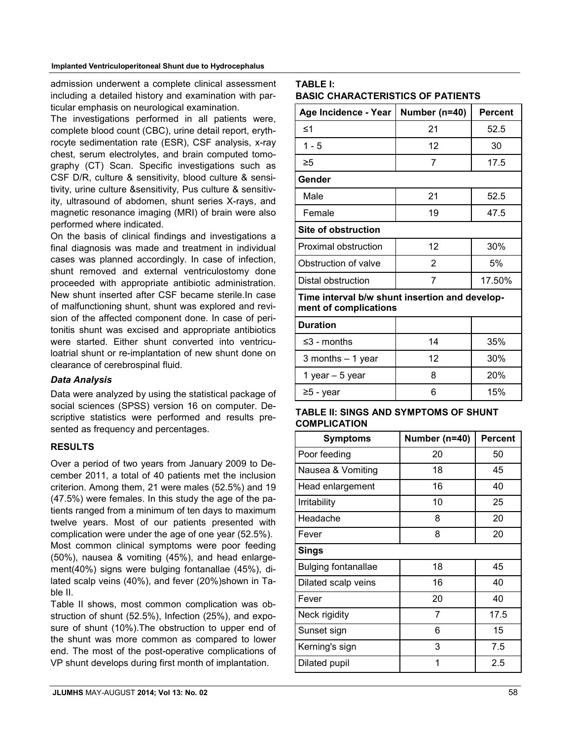admission underwent a complete clinical assessment including a detailed history and examination with particular emphasis on neurological examination.

The investigations performed in all patients were, complete blood count (CBC), urine detail report, erythrocyte sedimentation rate (ESR), CSF analysis, x-ray chest, serum electrolytes, and brain computed tomography (CT) Scan. Specific investigations such as CSF D/R, culture & sensitivity, blood culture & sensitivity, urine culture &sensitivity, Pus culture & sensitivity, ultrasound of abdomen, shunt series X-rays, and magnetic resonance imaging (MRI) of brain were also performed where indicated.

On the basis of clinical findings and investigations a final diagnosis was made and treatment in individual cases was planned accordingly. In case of infection, shunt removed and external ventriculostomy done proceeded with appropriate antibiotic administration. New shunt inserted after CSF became sterile.In case of malfunctioning shunt, shunt was explored and revision of the affected component done. In case of peritonitis shunt was excised and appropriate antibiotics were started. Either shunt converted into ventriculoatrial shunt or re-implantation of new shunt done on clearance of cerebrospinal fluid.

### *Data Analysis*

Data were analyzed by using the statistical package of social sciences (SPSS) version 16 on computer. Descriptive statistics were performed and results presented as frequency and percentages.

## RESULTS

Over a period of two years from January 2009 to December 2011, a total of 40 patients met the inclusion criterion. Among them, 21 were males (52.5%) and 19 (47.5%) were females. In this study the age of the patients ranged from a minimum of ten days to maximum twelve years. Most of our patients presented with complication were under the age of one year (52.5%).

Most common clinical symptoms were poor feeding (50%), nausea & vomiting (45%), and head enlargement(40%) signs were bulging fontanallae (45%), dilated scalp veins (40%), and fever (20%)shown in Table II.

Table II shows, most common complication was obstruction of shunt (52.5%), Infection (25%), and exposure of shunt (10%).The obstruction to upper end of the shunt was more common as compared to lower end. The most of the post-operative complications of VP shunt develops during first month of implantation.

**TABLE I: BASIC CHARACTERISTICS OF PATIENTS**

| Age Incidence - Year | Number (n=40) | Percent |
|---|---|---|
| ≤1 | 21 | 52.5 |
| 1 - 5 | 12 | 30 |
| ≥5 | 7 | 17.5 |
| **Gender** | | |
| Male | 21 | 52.5 |
| Female | 19 | 47.5 |
| **Site of obstruction** | | |
| Proximal obstruction | 12 | 30% |
| Obstruction of valve | 2 | 5% |
| Distal obstruction | 7 | 17.50% |
| **Time interval b/w shunt insertion and development of complications** | | |
| **Duration** | | |
| ≤3 - months | 14 | 35% |
| 3 months – 1 year | 12 | 30% |
| 1 year – 5 year | 8 | 20% |
| ≥5 - year | 6 | 15% |

**TABLE II: SINGS AND SYMPTOMS OF SHUNT COMPLICATION**

| Symptoms | Number (n=40) | Percent |
|---|---|---|
| Poor feeding | 20 | 50 |
| Nausea & Vomiting | 18 | 45 |
| Head enlargement | 16 | 40 |
| Irritability | 10 | 25 |
| Headache | 8 | 20 |
| Fever | 8 | 20 |
| **Sings** | | |
| Bulging fontanallae | 18 | 45 |
| Dilated scalp veins | 16 | 40 |
| Fever | 20 | 40 |
| Neck rigidity | 7 | 17.5 |
| Sunset sign | 6 | 15 |
| Kerning's sign | 3 | 7.5 |
| Dilated pupil | 1 | 2.5 |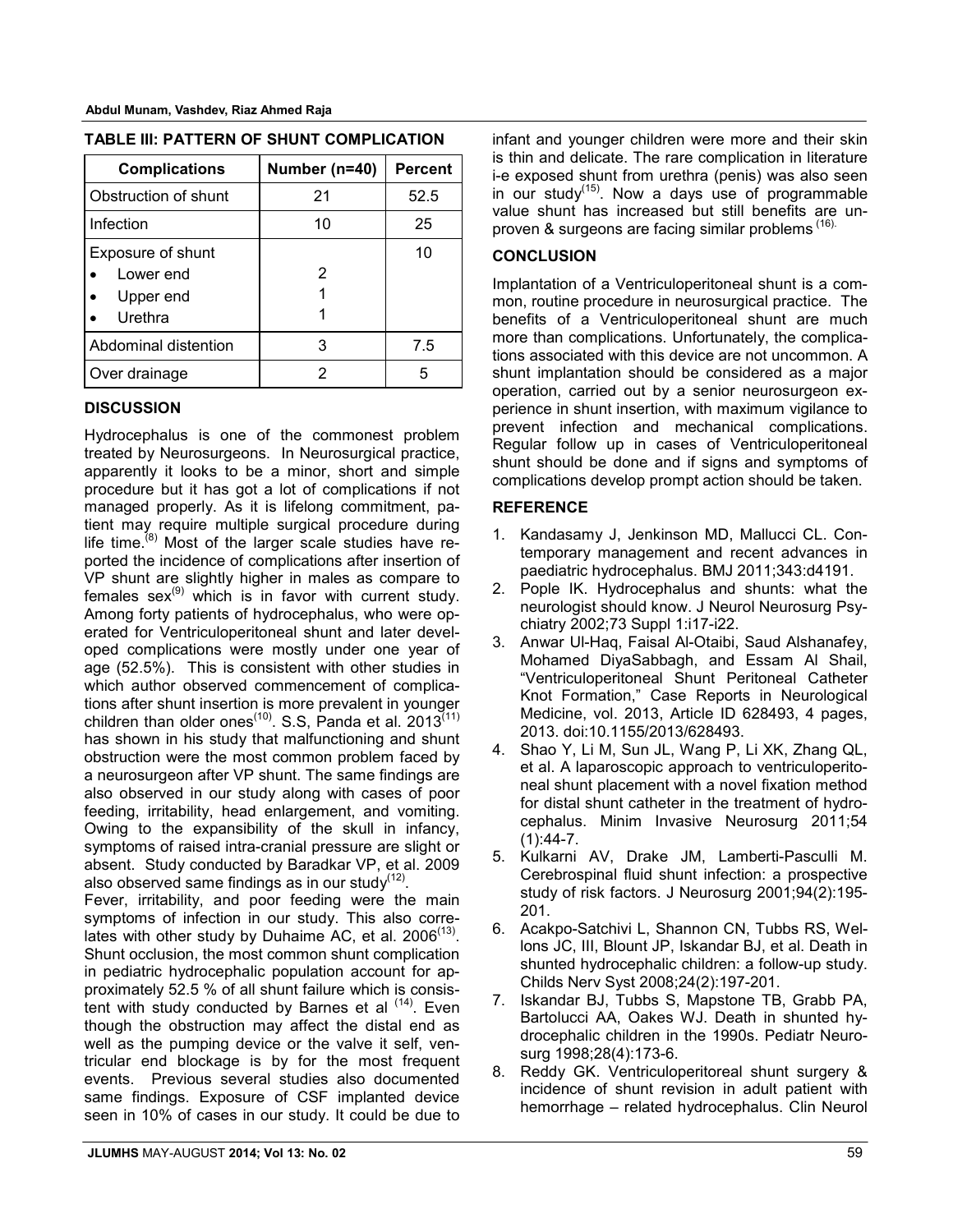**TABLE III: PATTERN OF SHUNT COMPLICATION**

| Complications | Number (n=40) | Percent |
|---|---|---|
| Obstruction of shunt | 21 | 52.5 |
| Infection | 10 | 25 |
| Exposure of shunt<br>• Lower end<br>• Upper end<br>• Urethra | <br>2<br>1<br>1 | 10 |
| Abdominal distention | 3 | 7.5 |
| Over drainage | 2 | 5 |

## DISCUSSION

Hydrocephalus is one of the commonest problem treated by Neurosurgeons. In Neurosurgical practice, apparently it looks to be a minor, short and simple procedure but it has got a lot of complications if not managed properly. As it is lifelong commitment, patient may require multiple surgical procedure during life time.[8] Most of the larger scale studies have reported the incidence of complications after insertion of VP shunt are slightly higher in males as compare to females sex[9] which is in favor with current study. Among forty patients of hydrocephalus, who were operated for Ventriculoperitoneal shunt and later developed complications were mostly under one year of age (52.5%). This is consistent with other studies in which author observed commencement of complications after shunt insertion is more prevalent in younger children than older ones[10]. S.S, Panda et al. 2013[11] has shown in his study that malfunctioning and shunt obstruction were the most common problem faced by a neurosurgeon after VP shunt. The same findings are also observed in our study along with cases of poor feeding, irritability, head enlargement, and vomiting. Owing to the expansibility of the skull in infancy, symptoms of raised intra-cranial pressure are slight or absent. Study conducted by Baradkar VP, et al. 2009 also observed same findings as in our study[12].

Fever, irritability, and poor feeding were the main symptoms of infection in our study. This also correlates with other study by Duhaime AC, et al. 2006[13]. Shunt occlusion, the most common shunt complication in pediatric hydrocephalic population account for approximately 52.5 % of all shunt failure which is consistent with study conducted by Barnes et al [14]. Even though the obstruction may affect the distal end as well as the pumping device or the valve it self, ventricular end blockage is by for the most frequent events. Previous several studies also documented same findings. Exposure of CSF implanted device seen in 10% of cases in our study. It could be due to infant and younger children were more and their skin is thin and delicate. The rare complication in literature i-e exposed shunt from urethra (penis) was also seen in our study[15]. Now a days use of programmable value shunt has increased but still benefits are unproven & surgeons are facing similar problems [16].

## CONCLUSION

Implantation of a Ventriculoperitoneal shunt is a common, routine procedure in neurosurgical practice. The benefits of a Ventriculoperitoneal shunt are much more than complications. Unfortunately, the complications associated with this device are not uncommon. A shunt implantation should be considered as a major operation, carried out by a senior neurosurgeon experience in shunt insertion, with maximum vigilance to prevent infection and mechanical complications. Regular follow up in cases of Ventriculoperitoneal shunt should be done and if signs and symptoms of complications develop prompt action should be taken.

## REFERENCE

1. Kandasamy J, Jenkinson MD, Mallucci CL. Contemporary management and recent advances in paediatric hydrocephalus. BMJ 2011;343:d4191.
2. Pople IK. Hydrocephalus and shunts: what the neurologist should know. J Neurol Neurosurg Psychiatry 2002;73 Suppl 1:i17-i22.
3. Anwar Ul-Haq, Faisal Al-Otaibi, Saud Alshanafey, Mohamed DiyaSabbagh, and Essam Al Shail, "Ventriculoperitoneal Shunt Peritoneal Catheter Knot Formation," Case Reports in Neurological Medicine, vol. 2013, Article ID 628493, 4 pages, 2013. doi:10.1155/2013/628493.
4. Shao Y, Li M, Sun JL, Wang P, Li XK, Zhang QL, et al. A laparoscopic approach to ventriculoperitoneal shunt placement with a novel fixation method for distal shunt catheter in the treatment of hydrocephalus. Minim Invasive Neurosurg 2011;54 (1):44-7.
5. Kulkarni AV, Drake JM, Lamberti-Pasculli M. Cerebrospinal fluid shunt infection: a prospective study of risk factors. J Neurosurg 2001;94(2):195-201.
6. Acakpo-Satchivi L, Shannon CN, Tubbs RS, Wellons JC, III, Blount JP, Iskandar BJ, et al. Death in shunted hydrocephalic children: a follow-up study. Childs Nerv Syst 2008;24(2):197-201.
7. Iskandar BJ, Tubbs S, Mapstone TB, Grabb PA, Bartolucci AA, Oakes WJ. Death in shunted hydrocephalic children in the 1990s. Pediatr Neurosurg 1998;28(4):173-6.
8. Reddy GK. Ventriculoperitoreal shunt surgery & incidence of shunt revision in adult patient with hemorrhage – related hydrocephalus. Clin Neurol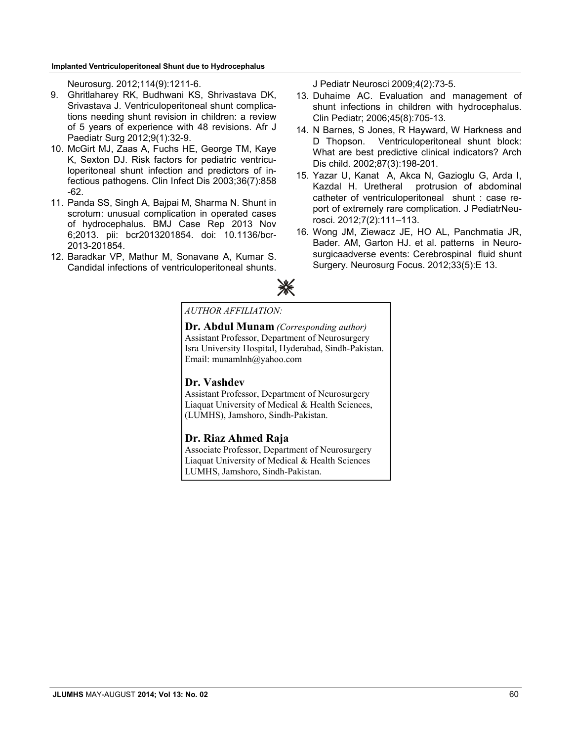Neurosurg. 2012;114(9):1211-6.

9. Ghritlaharey RK, Budhwani KS, Shrivastava DK, Srivastava J. Ventriculoperitoneal shunt complications needing shunt revision in children: a review of 5 years of experience with 48 revisions. Afr J Paediatr Surg 2012;9(1):32-9.
10. McGirt MJ, Zaas A, Fuchs HE, George TM, Kaye K, Sexton DJ. Risk factors for pediatric ventriculoperitoneal shunt infection and predictors of infectious pathogens. Clin Infect Dis 2003;36(7):858 -62.
11. Panda SS, Singh A, Bajpai M, Sharma N. Shunt in scrotum: unusual complication in operated cases of hydrocephalus. BMJ Case Rep 2013 Nov 6;2013. pii: bcr2013201854. doi: 10.1136/bcr-2013-201854.
12. Baradkar VP, Mathur M, Sonavane A, Kumar S. Candidal infections of ventriculoperitoneal shunts. J Pediatr Neurosci 2009;4(2):73-5.
13. Duhaime AC. Evaluation and management of shunt infections in children with hydrocephalus. Clin Pediatr; 2006;45(8):705-13.
14. N Barnes, S Jones, R Hayward, W Harkness and D Thopson. Ventriculoperitoneal shunt block: What are best predictive clinical indicators? Arch Dis child. 2002;87(3):198-201.
15. Yazar U, Kanat A, Akca N, Gazioglu G, Arda I, Kazdal H. Uretheral protrusion of abdominal catheter of ventriculoperitoneal shunt : case report of extremely rare complication. J PediatrNeurosci. 2012;7(2):111–113.
16. Wong JM, Ziewacz JE, HO AL, Panchmatia JR, Bader. AM, Garton HJ. et al. patterns in Neurosurgicaadverse events: Cerebrospinal fluid shunt Surgery. Neurosurg Focus. 2012;33(5):E 13.

*AUTHOR AFFILIATION:*

**Dr. Abdul Munam** *(Corresponding author)*
Assistant Professor, Department of Neurosurgery
Isra University Hospital, Hyderabad, Sindh-Pakistan.
Email: munamlnh@yahoo.com

**Dr. Vashdev**
Assistant Professor, Department of Neurosurgery
Liaquat University of Medical & Health Sciences, (LUMHS), Jamshoro, Sindh-Pakistan.

**Dr. Riaz Ahmed Raja**
Associate Professor, Department of Neurosurgery
Liaquat University of Medical & Health Sciences
LUMHS, Jamshoro, Sindh-Pakistan.